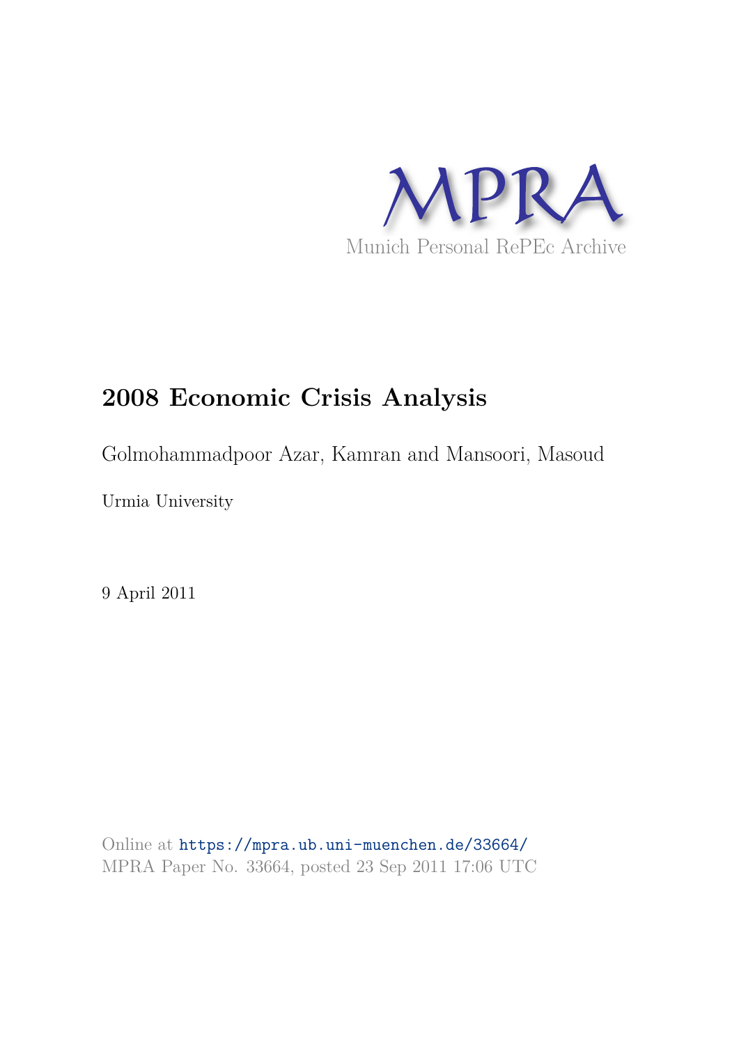MPRA

Munich Personal RePEc Archive

# 2008 Economic Crisis Analysis

Golmohammadpoor Azar, Kamran and Mansoori, Masoud

Urmia University

9 April 2011

Online at https://mpra.ub.uni-muenchen.de/33664/
MPRA Paper No. 33664, posted 23 Sep 2011 17:06 UTC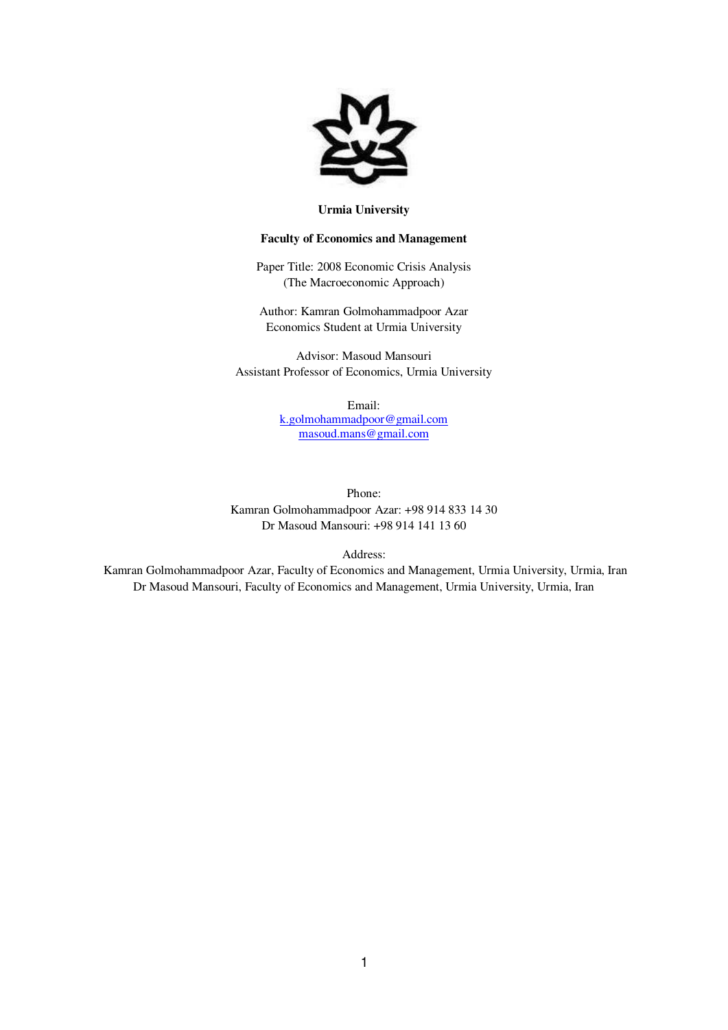**Urmia University**

**Faculty of Economics and Management**

Paper Title: 2008 Economic Crisis Analysis
(The Macroeconomic Approach)

Author: Kamran Golmohammadpoor Azar
Economics Student at Urmia University

Advisor: Masoud Mansouri
Assistant Professor of Economics, Urmia University

Email:
k.golmohammadpoor@gmail.com
masoud.mans@gmail.com

Phone:
Kamran Golmohammadpoor Azar: +98 914 833 14 30
Dr Masoud Mansouri: +98 914 141 13 60

Address:
Kamran Golmohammadpoor Azar, Faculty of Economics and Management, Urmia University, Urmia, Iran
Dr Masoud Mansouri, Faculty of Economics and Management, Urmia University, Urmia, Iran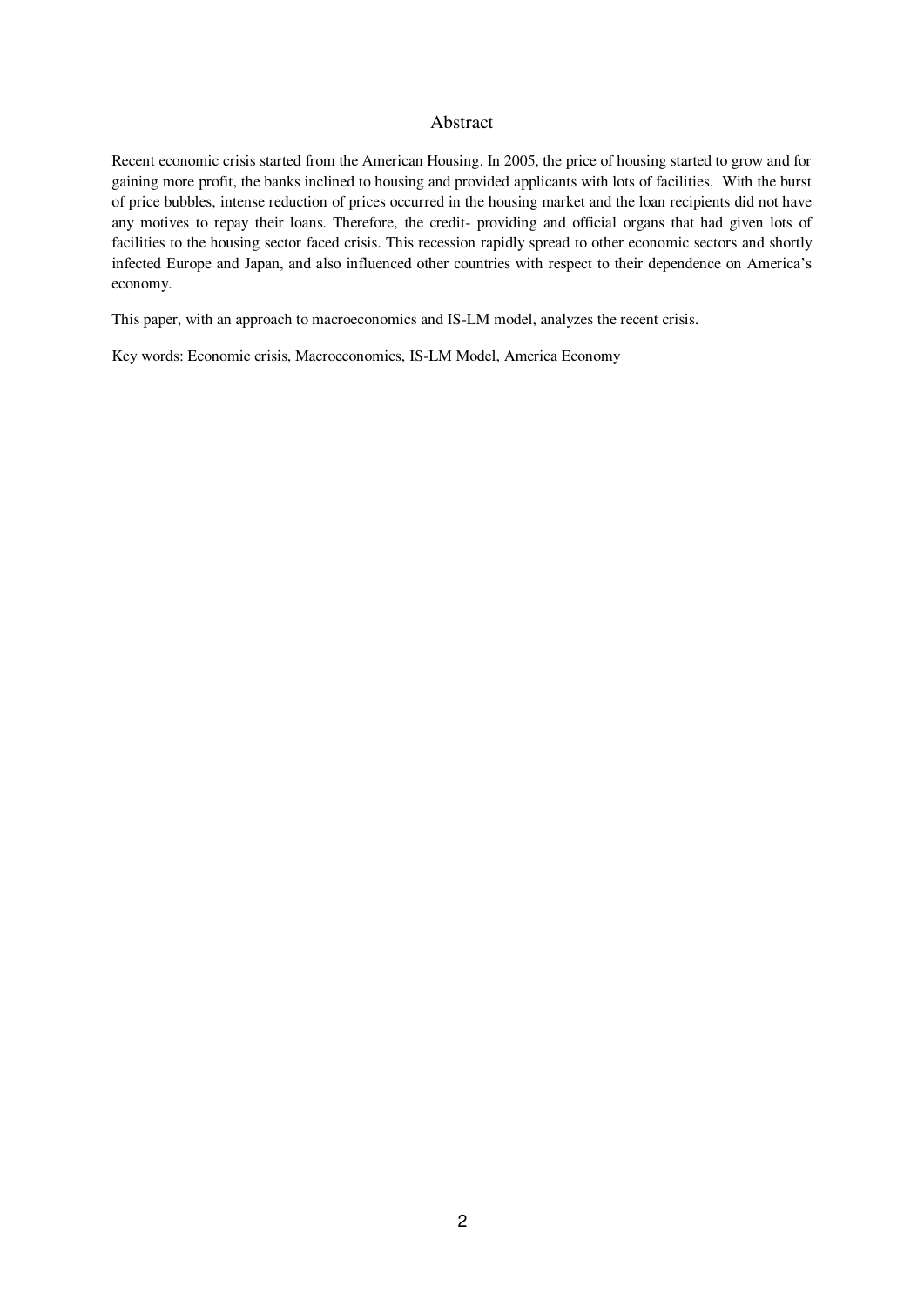# Abstract

Recent economic crisis started from the American Housing. In 2005, the price of housing started to grow and for gaining more profit, the banks inclined to housing and provided applicants with lots of facilities. With the burst of price bubbles, intense reduction of prices occurred in the housing market and the loan recipients did not have any motives to repay their loans. Therefore, the credit- providing and official organs that had given lots of facilities to the housing sector faced crisis. This recession rapidly spread to other economic sectors and shortly infected Europe and Japan, and also influenced other countries with respect to their dependence on America's economy.

This paper, with an approach to macroeconomics and IS-LM model, analyzes the recent crisis.

Key words: Economic crisis, Macroeconomics, IS-LM Model, America Economy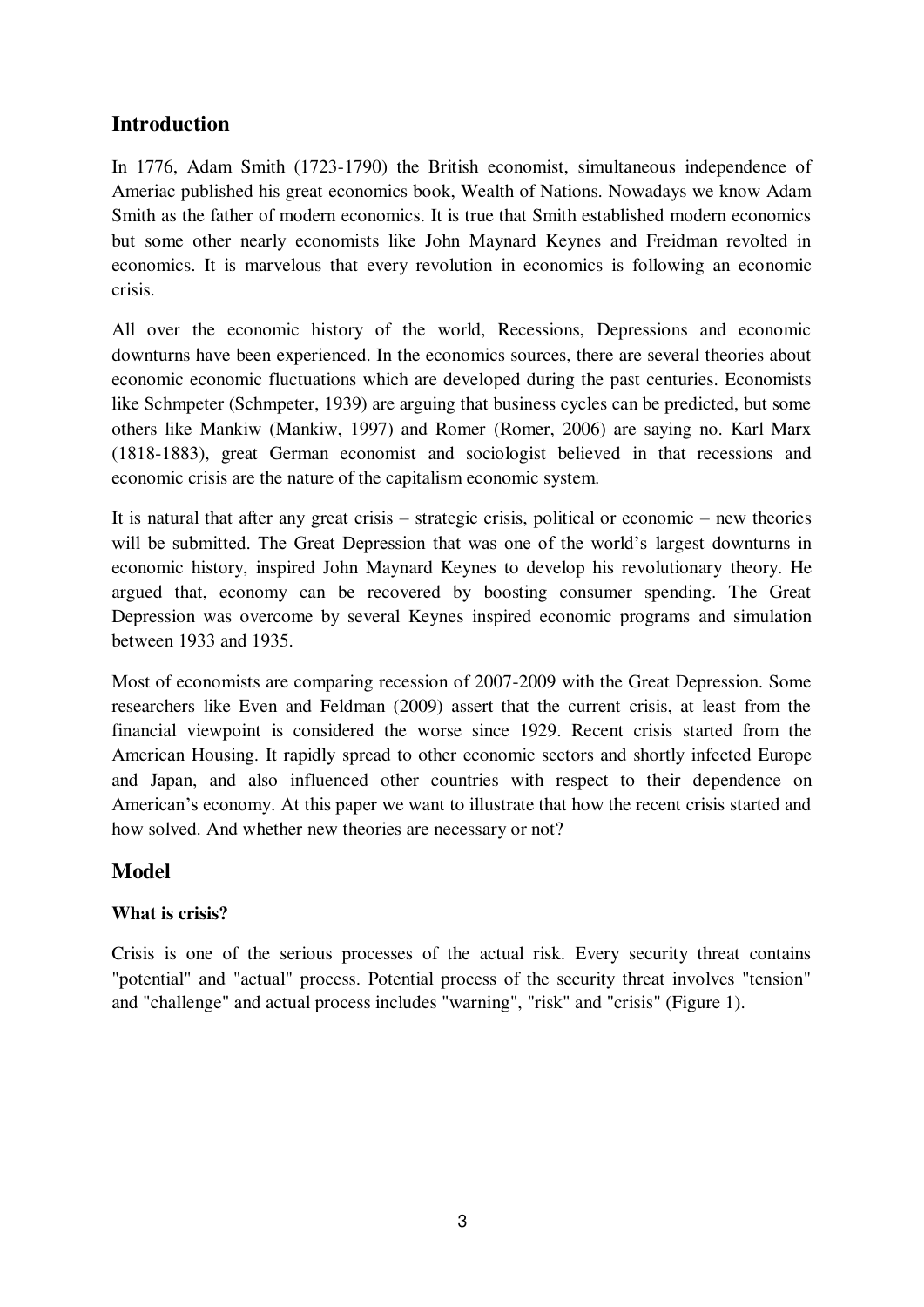## Introduction

In 1776, Adam Smith (1723-1790) the British economist, simultaneous independence of Ameriac published his great economics book, Wealth of Nations. Nowadays we know Adam Smith as the father of modern economics. It is true that Smith established modern economics but some other nearly economists like John Maynard Keynes and Freidman revolted in economics. It is marvelous that every revolution in economics is following an economic crisis.

All over the economic history of the world, Recessions, Depressions and economic downturns have been experienced. In the economics sources, there are several theories about economic economic fluctuations which are developed during the past centuries. Economists like Schmpeter (Schmpeter, 1939) are arguing that business cycles can be predicted, but some others like Mankiw (Mankiw, 1997) and Romer (Romer, 2006) are saying no. Karl Marx (1818-1883), great German economist and sociologist believed in that recessions and economic crisis are the nature of the capitalism economic system.

It is natural that after any great crisis – strategic crisis, political or economic – new theories will be submitted. The Great Depression that was one of the world's largest downturns in economic history, inspired John Maynard Keynes to develop his revolutionary theory. He argued that, economy can be recovered by boosting consumer spending. The Great Depression was overcome by several Keynes inspired economic programs and simulation between 1933 and 1935.

Most of economists are comparing recession of 2007-2009 with the Great Depression. Some researchers like Even and Feldman (2009) assert that the current crisis, at least from the financial viewpoint is considered the worse since 1929. Recent crisis started from the American Housing. It rapidly spread to other economic sectors and shortly infected Europe and Japan, and also influenced other countries with respect to their dependence on American's economy. At this paper we want to illustrate that how the recent crisis started and how solved. And whether new theories are necessary or not?

## Model

### What is crisis?

Crisis is one of the serious processes of the actual risk. Every security threat contains "potential" and "actual" process. Potential process of the security threat involves "tension" and "challenge" and actual process includes "warning", "risk" and "crisis" (Figure 1).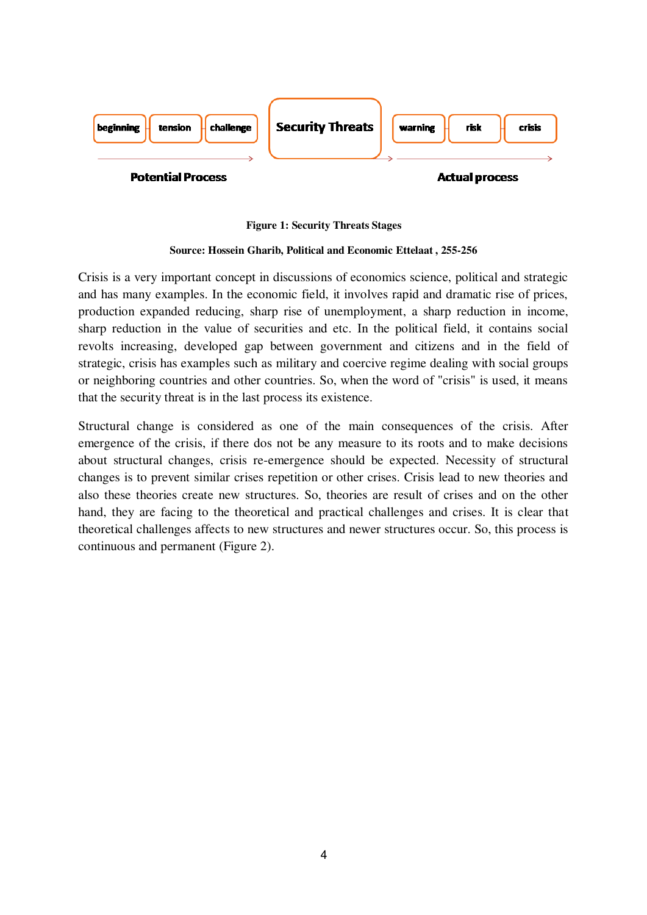beginning → tension → challenge → **Security Threats** → warning → risk → crisis

**Potential Process** | **Actual process**

**Figure 1: Security Threats Stages**

**Source: Hossein Gharib, Political and Economic Ettelaat , 255-256**

Crisis is a very important concept in discussions of economics science, political and strategic and has many examples. In the economic field, it involves rapid and dramatic rise of prices, production expanded reducing, sharp rise of unemployment, a sharp reduction in income, sharp reduction in the value of securities and etc. In the political field, it contains social revolts increasing, developed gap between government and citizens and in the field of strategic, crisis has examples such as military and coercive regime dealing with social groups or neighboring countries and other countries. So, when the word of "crisis" is used, it means that the security threat is in the last process its existence.

Structural change is considered as one of the main consequences of the crisis. After emergence of the crisis, if there dos not be any measure to its roots and to make decisions about structural changes, crisis re-emergence should be expected. Necessity of structural changes is to prevent similar crises repetition or other crises. Crisis lead to new theories and also these theories create new structures. So, theories are result of crises and on the other hand, they are facing to the theoretical and practical challenges and crises. It is clear that theoretical challenges affects to new structures and newer structures occur. So, this process is continuous and permanent (Figure 2).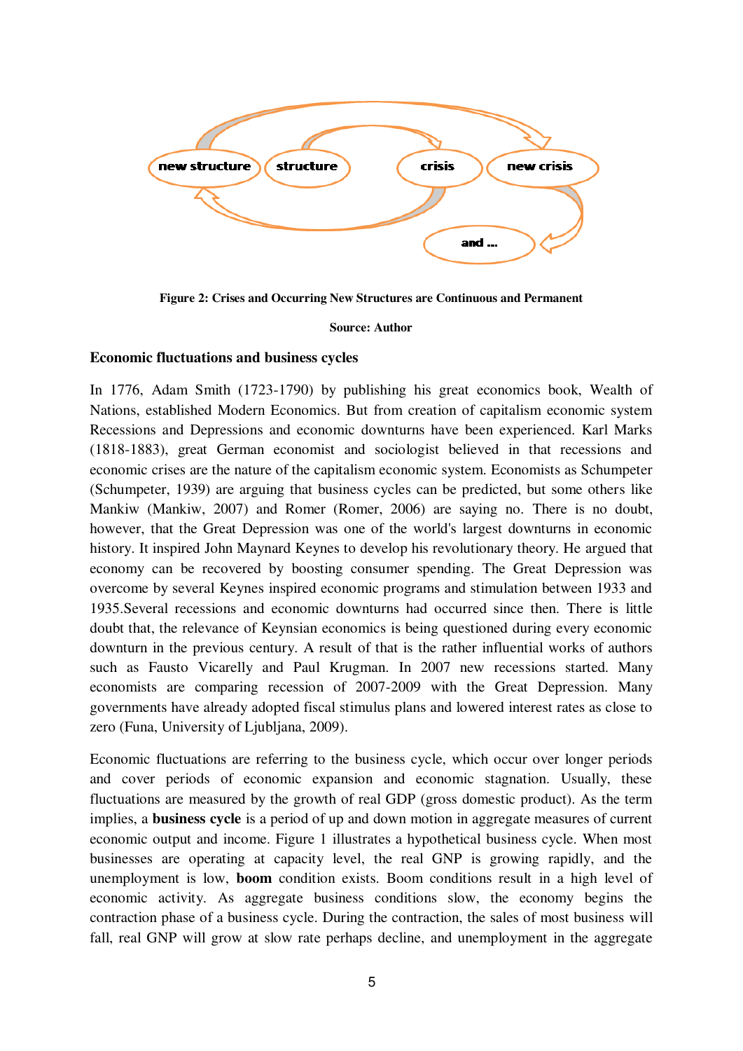new structure structure crisis new crisis

and ...

**Figure 2: Crises and Occurring New Structures are Continuous and Permanent**

**Source: Author**

## Economic fluctuations and business cycles

In 1776, Adam Smith (1723-1790) by publishing his great economics book, Wealth of Nations, established Modern Economics. But from creation of capitalism economic system Recessions and Depressions and economic downturns have been experienced. Karl Marks (1818-1883), great German economist and sociologist believed in that recessions and economic crises are the nature of the capitalism economic system. Economists as Schumpeter (Schumpeter, 1939) are arguing that business cycles can be predicted, but some others like Mankiw (Mankiw, 2007) and Romer (Romer, 2006) are saying no. There is no doubt, however, that the Great Depression was one of the world's largest downturns in economic history. It inspired John Maynard Keynes to develop his revolutionary theory. He argued that economy can be recovered by boosting consumer spending. The Great Depression was overcome by several Keynes inspired economic programs and stimulation between 1933 and 1935.Several recessions and economic downturns had occurred since then. There is little doubt that, the relevance of Keynsian economics is being questioned during every economic downturn in the previous century. A result of that is the rather influential works of authors such as Fausto Vicarelly and Paul Krugman. In 2007 new recessions started. Many economists are comparing recession of 2007-2009 with the Great Depression. Many governments have already adopted fiscal stimulus plans and lowered interest rates as close to zero (Funa, University of Ljubljana, 2009).

Economic fluctuations are referring to the business cycle, which occur over longer periods and cover periods of economic expansion and economic stagnation. Usually, these fluctuations are measured by the growth of real GDP (gross domestic product). As the term implies, a **business cycle** is a period of up and down motion in aggregate measures of current economic output and income. Figure 1 illustrates a hypothetical business cycle. When most businesses are operating at capacity level, the real GNP is growing rapidly, and the unemployment is low, **boom** condition exists. Boom conditions result in a high level of economic activity. As aggregate business conditions slow, the economy begins the contraction phase of a business cycle. During the contraction, the sales of most business will fall, real GNP will grow at slow rate perhaps decline, and unemployment in the aggregate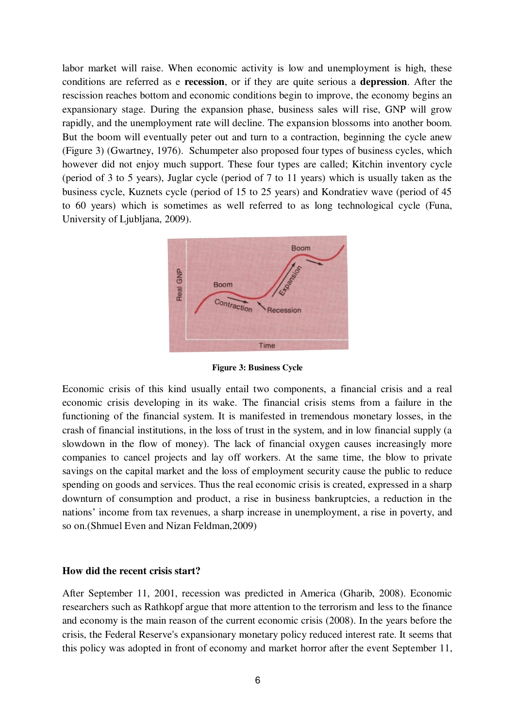labor market will raise. When economic activity is low and unemployment is high, these conditions are referred as e **recession**, or if they are quite serious a **depression**. After the rescission reaches bottom and economic conditions begin to improve, the economy begins an expansionary stage. During the expansion phase, business sales will rise, GNP will grow rapidly, and the unemployment rate will decline. The expansion blossoms into another boom. But the boom will eventually peter out and turn to a contraction, beginning the cycle anew (Figure 3) (Gwartney, 1976). Schumpeter also proposed four types of business cycles, which however did not enjoy much support. These four types are called; Kitchin inventory cycle (period of 3 to 5 years), Juglar cycle (period of 7 to 11 years) which is usually taken as the business cycle, Kuznets cycle (period of 15 to 25 years) and Kondratiev wave (period of 45 to 60 years) which is sometimes as well referred to as long technological cycle (Funa, University of Ljubljana, 2009).

**Figure 3: Business Cycle**

Economic crisis of this kind usually entail two components, a financial crisis and a real economic crisis developing in its wake. The financial crisis stems from a failure in the functioning of the financial system. It is manifested in tremendous monetary losses, in the crash of financial institutions, in the loss of trust in the system, and in low financial supply (a slowdown in the flow of money). The lack of financial oxygen causes increasingly more companies to cancel projects and lay off workers. At the same time, the blow to private savings on the capital market and the loss of employment security cause the public to reduce spending on goods and services. Thus the real economic crisis is created, expressed in a sharp downturn of consumption and product, a rise in business bankruptcies, a reduction in the nations' income from tax revenues, a sharp increase in unemployment, a rise in poverty, and so on.(Shmuel Even and Nizan Feldman,2009)

**How did the recent crisis start?**

After September 11, 2001, recession was predicted in America (Gharib, 2008). Economic researchers such as Rathkopf argue that more attention to the terrorism and less to the finance and economy is the main reason of the current economic crisis (2008). In the years before the crisis, the Federal Reserve's expansionary monetary policy reduced interest rate. It seems that this policy was adopted in front of economy and market horror after the event September 11,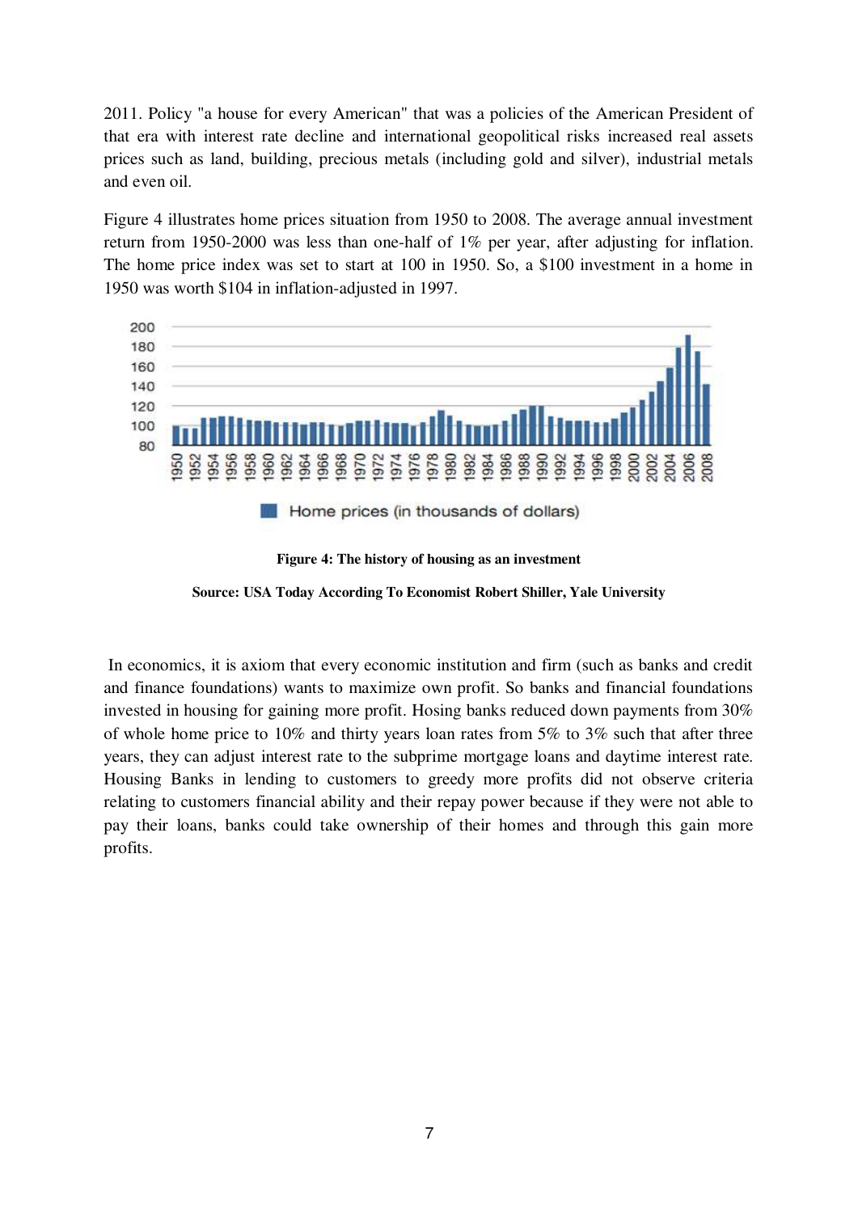2011. Policy "a house for every American" that was a policies of the American President of that era with interest rate decline and international geopolitical risks increased real assets prices such as land, building, precious metals (including gold and silver), industrial metals and even oil.

Figure 4 illustrates home prices situation from 1950 to 2008. The average annual investment return from 1950-2000 was less than one-half of 1% per year, after adjusting for inflation. The home price index was set to start at 100 in 1950. So, a $100 investment in a home in 1950 was worth $104 in inflation-adjusted in 1997.

**Figure 4: The history of housing as an investment**

**Source: USA Today According To Economist Robert Shiller, Yale University**

In economics, it is axiom that every economic institution and firm (such as banks and credit and finance foundations) wants to maximize own profit. So banks and financial foundations invested in housing for gaining more profit. Hosing banks reduced down payments from 30% of whole home price to 10% and thirty years loan rates from 5% to 3% such that after three years, they can adjust interest rate to the subprime mortgage loans and daytime interest rate. Housing Banks in lending to customers to greedy more profits did not observe criteria relating to customers financial ability and their repay power because if they were not able to pay their loans, banks could take ownership of their homes and through this gain more profits.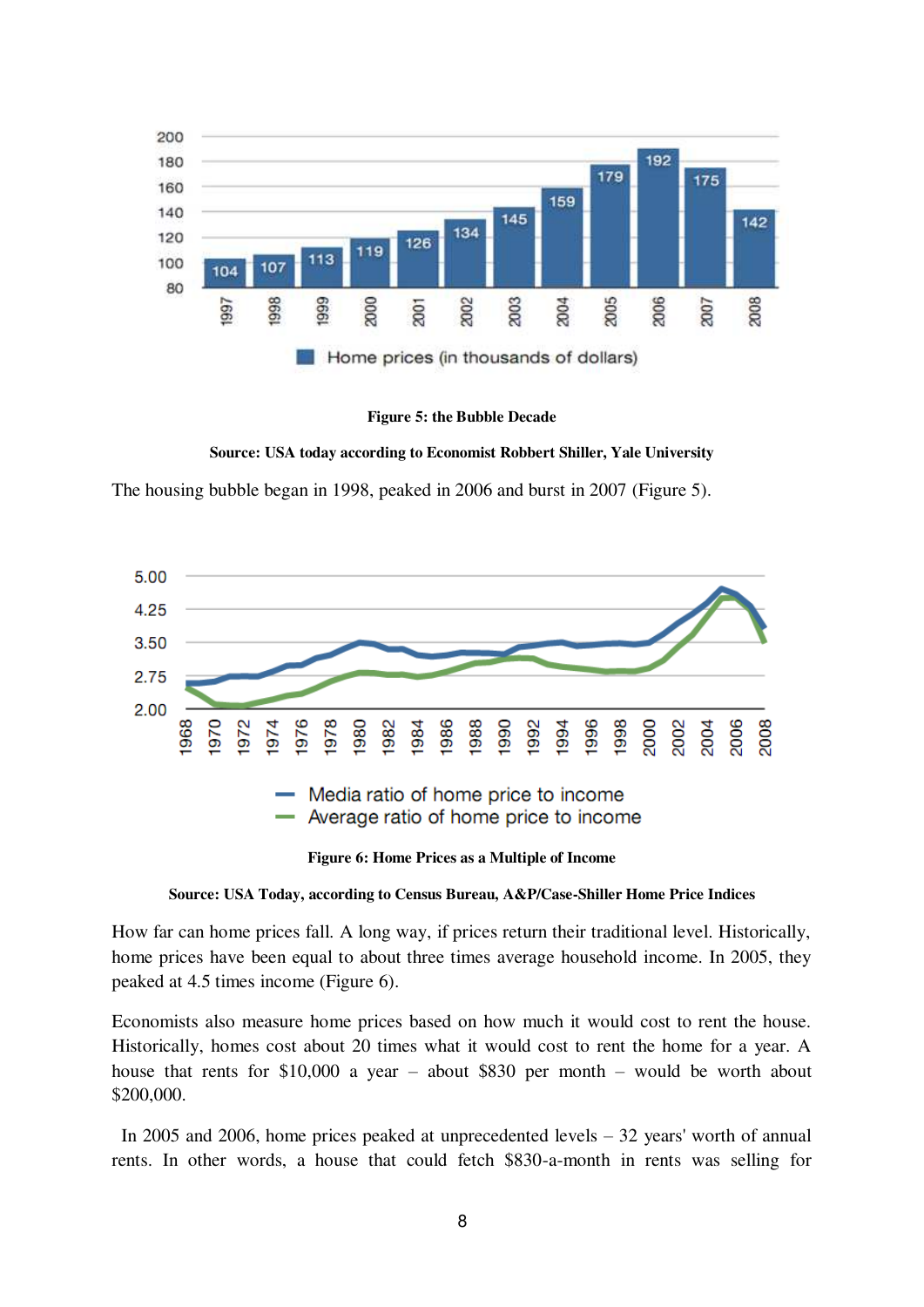**Figure 5: the Bubble Decade**

**Source: USA today according to Economist Robbert Shiller, Yale University**

The housing bubble began in 1998, peaked in 2006 and burst in 2007 (Figure 5).

**Figure 6: Home Prices as a Multiple of Income**

**Source: USA Today, according to Census Bureau, A&P/Case-Shiller Home Price Indices**

How far can home prices fall. A long way, if prices return their traditional level. Historically, home prices have been equal to about three times average household income. In 2005, they peaked at 4.5 times income (Figure 6).

Economists also measure home prices based on how much it would cost to rent the house. Historically, homes cost about 20 times what it would cost to rent the home for a year. A house that rents for $10,000 a year – about $830 per month – would be worth about $200,000.

In 2005 and 2006, home prices peaked at unprecedented levels – 32 years' worth of annual rents. In other words, a house that could fetch $830-a-month in rents was selling for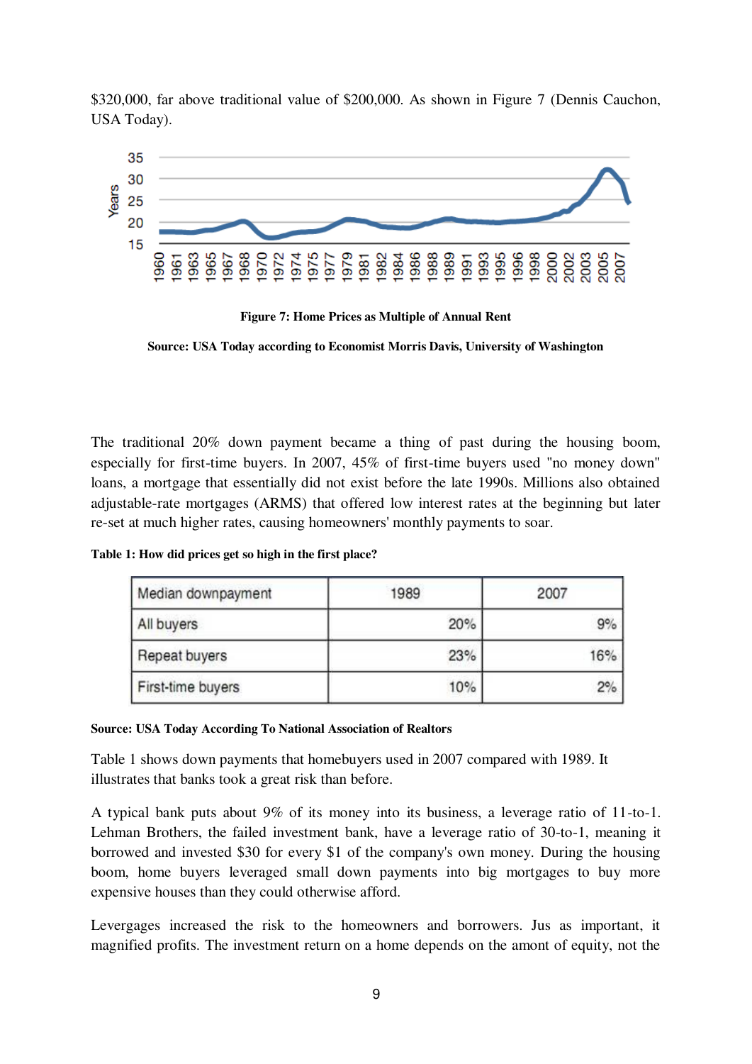$320,000, far above traditional value of $200,000. As shown in Figure 7 (Dennis Cauchon, USA Today).

**Figure 7: Home Prices as Multiple of Annual Rent**

**Source: USA Today according to Economist Morris Davis, University of Washington**

The traditional 20% down payment became a thing of past during the housing boom, especially for first-time buyers. In 2007, 45% of first-time buyers used "no money down" loans, a mortgage that essentially did not exist before the late 1990s. Millions also obtained adjustable-rate mortgages (ARMS) that offered low interest rates at the beginning but later re-set at much higher rates, causing homeowners' monthly payments to soar.

**Table 1: How did prices get so high in the first place?**

| Median downpayment | 1989 | 2007 |
|---|---|---|
| All buyers | 20% | 9% |
| Repeat buyers | 23% | 16% |
| First-time buyers | 10% | 2% |

**Source: USA Today According To National Association of Realtors**

Table 1 shows down payments that homebuyers used in 2007 compared with 1989. It illustrates that banks took a great risk than before.

A typical bank puts about 9% of its money into its business, a leverage ratio of 11-to-1. Lehman Brothers, the failed investment bank, have a leverage ratio of 30-to-1, meaning it borrowed and invested $30 for every $1 of the company's own money. During the housing boom, home buyers leveraged small down payments into big mortgages to buy more expensive houses than they could otherwise afford.

Levergages increased the risk to the homeowners and borrowers. Jus as important, it magnified profits. The investment return on a home depends on the amont of equity, not the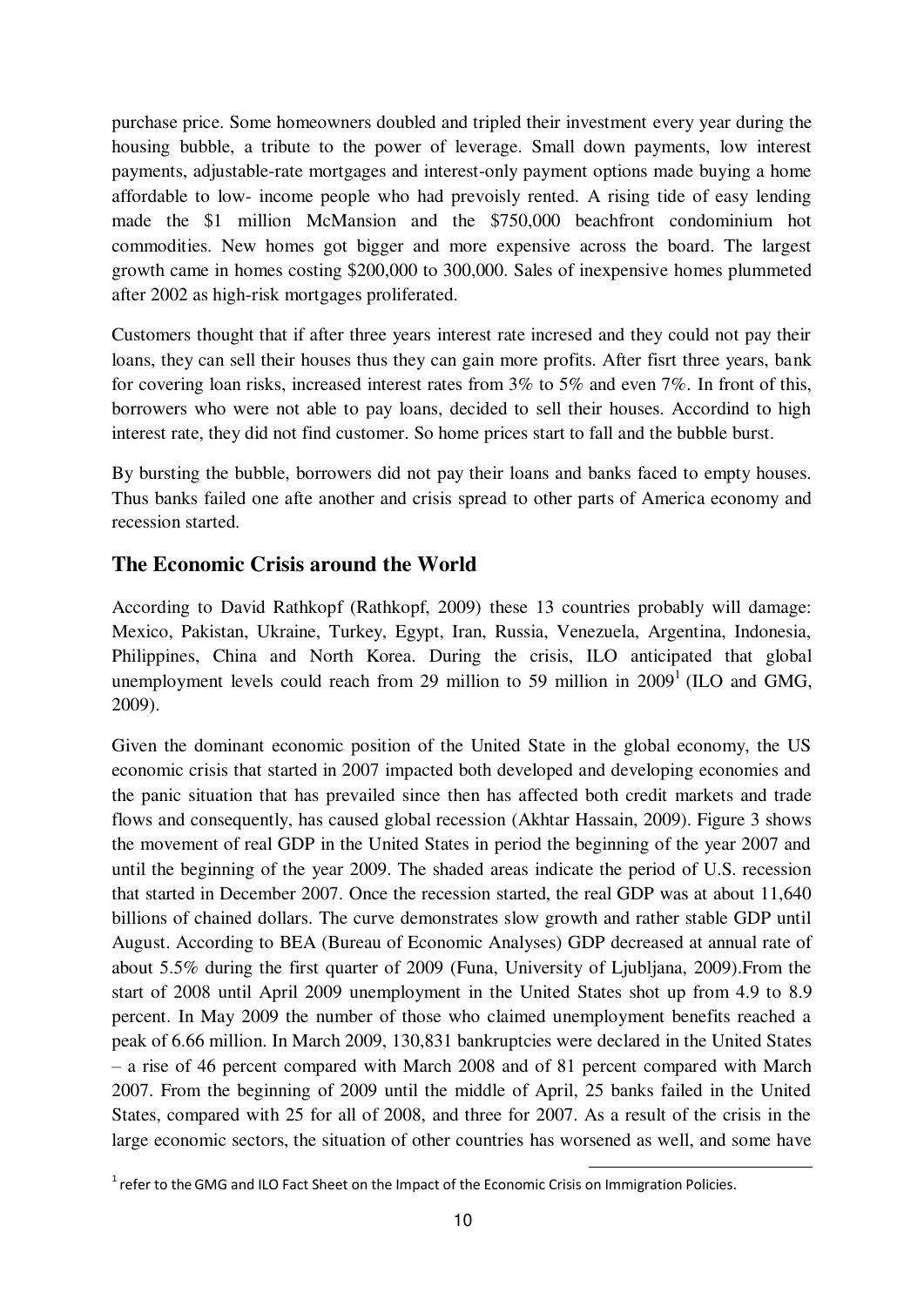purchase price. Some homeowners doubled and tripled their investment every year during the housing bubble, a tribute to the power of leverage. Small down payments, low interest payments, adjustable-rate mortgages and interest-only payment options made buying a home affordable to low- income people who had prevoisly rented. A rising tide of easy lending made the $1 million McMansion and the $750,000 beachfront condominium hot commodities. New homes got bigger and more expensive across the board. The largest growth came in homes costing $200,000 to 300,000. Sales of inexpensive homes plummeted after 2002 as high-risk mortgages proliferated.

Customers thought that if after three years interest rate incresed and they could not pay their loans, they can sell their houses thus they can gain more profits. After fisrt three years, bank for covering loan risks, increased interest rates from 3% to 5% and even 7%. In front of this, borrowers who were not able to pay loans, decided to sell their houses. Accordind to high interest rate, they did not find customer. So home prices start to fall and the bubble burst.

By bursting the bubble, borrowers did not pay their loans and banks faced to empty houses. Thus banks failed one afte another and crisis spread to other parts of America economy and recession started.

## The Economic Crisis around the World

According to David Rathkopf (Rathkopf, 2009) these 13 countries probably will damage: Mexico, Pakistan, Ukraine, Turkey, Egypt, Iran, Russia, Venezuela, Argentina, Indonesia, Philippines, China and North Korea. During the crisis, ILO anticipated that global unemployment levels could reach from 29 million to 59 million in 2009[1] (ILO and GMG, 2009).

Given the dominant economic position of the United State in the global economy, the US economic crisis that started in 2007 impacted both developed and developing economies and the panic situation that has prevailed since then has affected both credit markets and trade flows and consequently, has caused global recession (Akhtar Hassain, 2009). Figure 3 shows the movement of real GDP in the United States in period the beginning of the year 2007 and until the beginning of the year 2009. The shaded areas indicate the period of U.S. recession that started in December 2007. Once the recession started, the real GDP was at about 11,640 billions of chained dollars. The curve demonstrates slow growth and rather stable GDP until August. According to BEA (Bureau of Economic Analyses) GDP decreased at annual rate of about 5.5% during the first quarter of 2009 (Funa, University of Ljubljana, 2009).From the start of 2008 until April 2009 unemployment in the United States shot up from 4.9 to 8.9 percent. In May 2009 the number of those who claimed unemployment benefits reached a peak of 6.66 million. In March 2009, 130,831 bankruptcies were declared in the United States – a rise of 46 percent compared with March 2008 and of 81 percent compared with March 2007. From the beginning of 2009 until the middle of April, 25 banks failed in the United States, compared with 25 for all of 2008, and three for 2007. As a result of the crisis in the large economic sectors, the situation of other countries has worsened as well, and some have

[1] refer to the GMG and ILO Fact Sheet on the Impact of the Economic Crisis on Immigration Policies.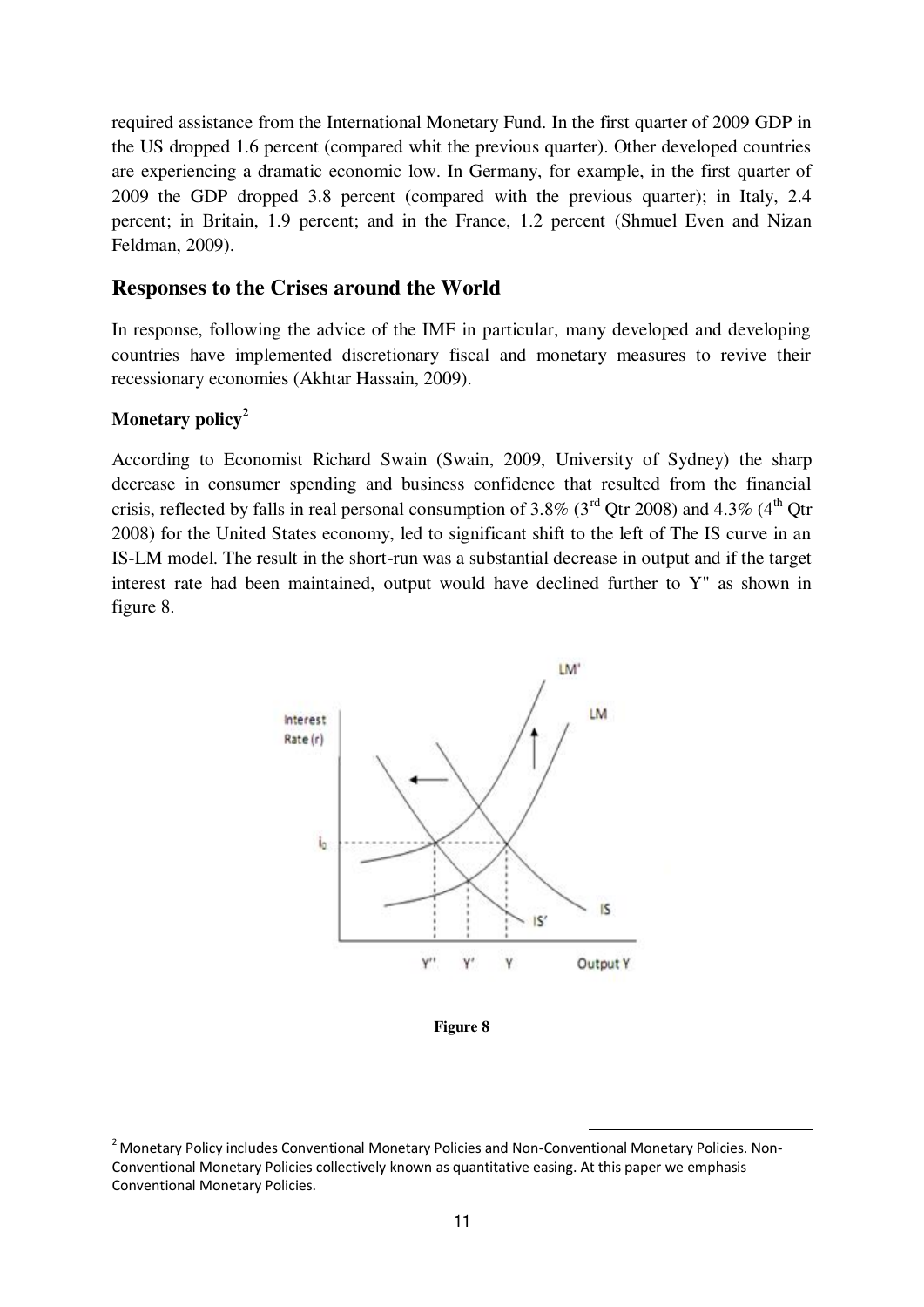required assistance from the International Monetary Fund. In the first quarter of 2009 GDP in the US dropped 1.6 percent (compared whit the previous quarter). Other developed countries are experiencing a dramatic economic low. In Germany, for example, in the first quarter of 2009 the GDP dropped 3.8 percent (compared with the previous quarter); in Italy, 2.4 percent; in Britain, 1.9 percent; and in the France, 1.2 percent (Shmuel Even and Nizan Feldman, 2009).

## Responses to the Crises around the World

In response, following the advice of the IMF in particular, many developed and developing countries have implemented discretionary fiscal and monetary measures to revive their recessionary economies (Akhtar Hassain, 2009).

### Monetary policy[2]

According to Economist Richard Swain (Swain, 2009, University of Sydney) the sharp decrease in consumer spending and business confidence that resulted from the financial crisis, reflected by falls in real personal consumption of 3.8% (3rd Qtr 2008) and 4.3% (4th Qtr 2008) for the United States economy, led to significant shift to the left of The IS curve in an IS-LM model. The result in the short-run was a substantial decrease in output and if the target interest rate had been maintained, output would have declined further to Y" as shown in figure 8.

**Figure 8**

[2] Monetary Policy includes Conventional Monetary Policies and Non-Conventional Monetary Policies. Non-Conventional Monetary Policies collectively known as quantitative easing. At this paper we emphasis Conventional Monetary Policies.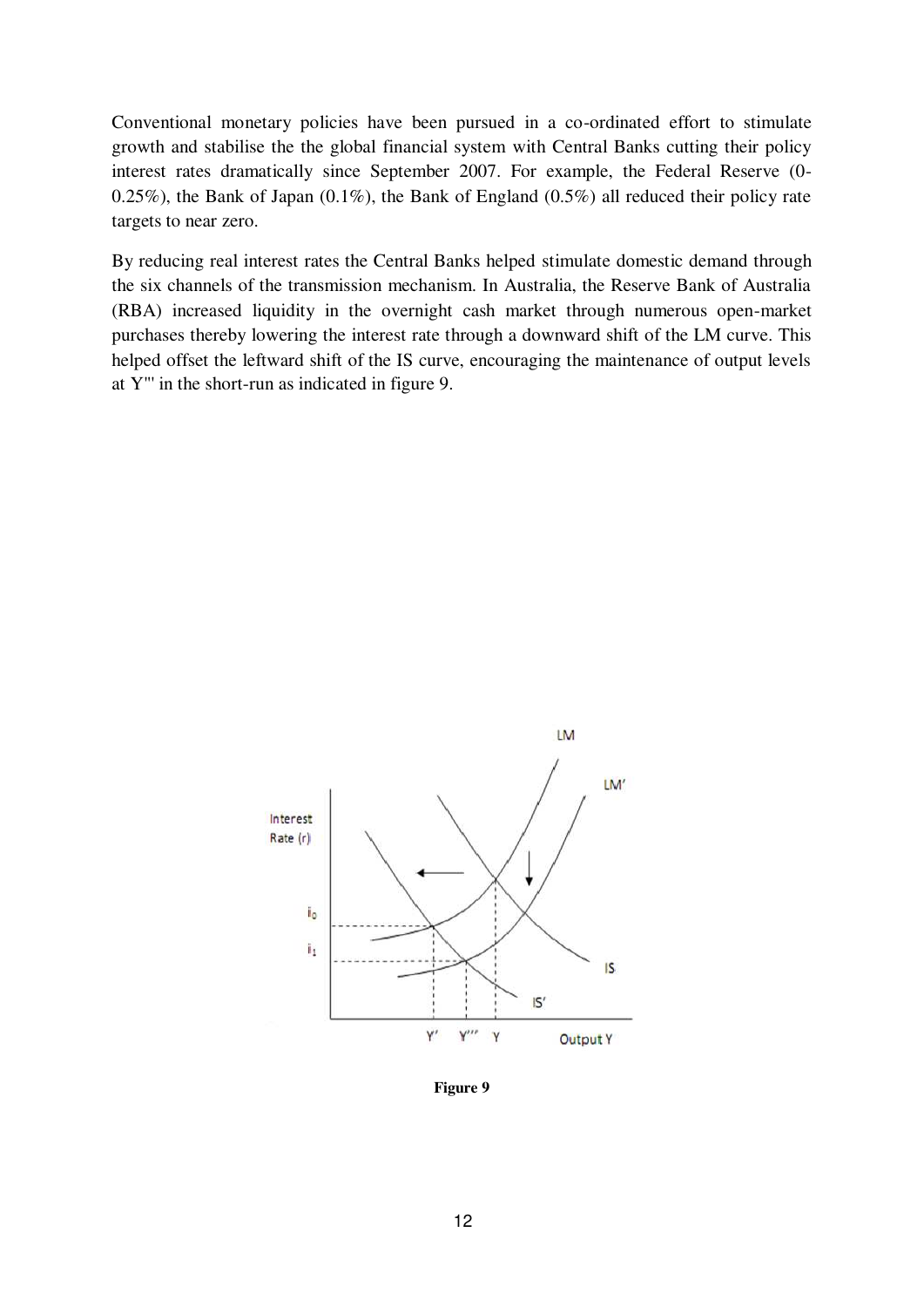Conventional monetary policies have been pursued in a co-ordinated effort to stimulate growth and stabilise the the global financial system with Central Banks cutting their policy interest rates dramatically since September 2007. For example, the Federal Reserve (0-0.25%), the Bank of Japan (0.1%), the Bank of England (0.5%) all reduced their policy rate targets to near zero.

By reducing real interest rates the Central Banks helped stimulate domestic demand through the six channels of the transmission mechanism. In Australia, the Reserve Bank of Australia (RBA) increased liquidity in the overnight cash market through numerous open-market purchases thereby lowering the interest rate through a downward shift of the LM curve. This helped offset the leftward shift of the IS curve, encouraging the maintenance of output levels at Y''' in the short-run as indicated in figure 9.

**Figure 9**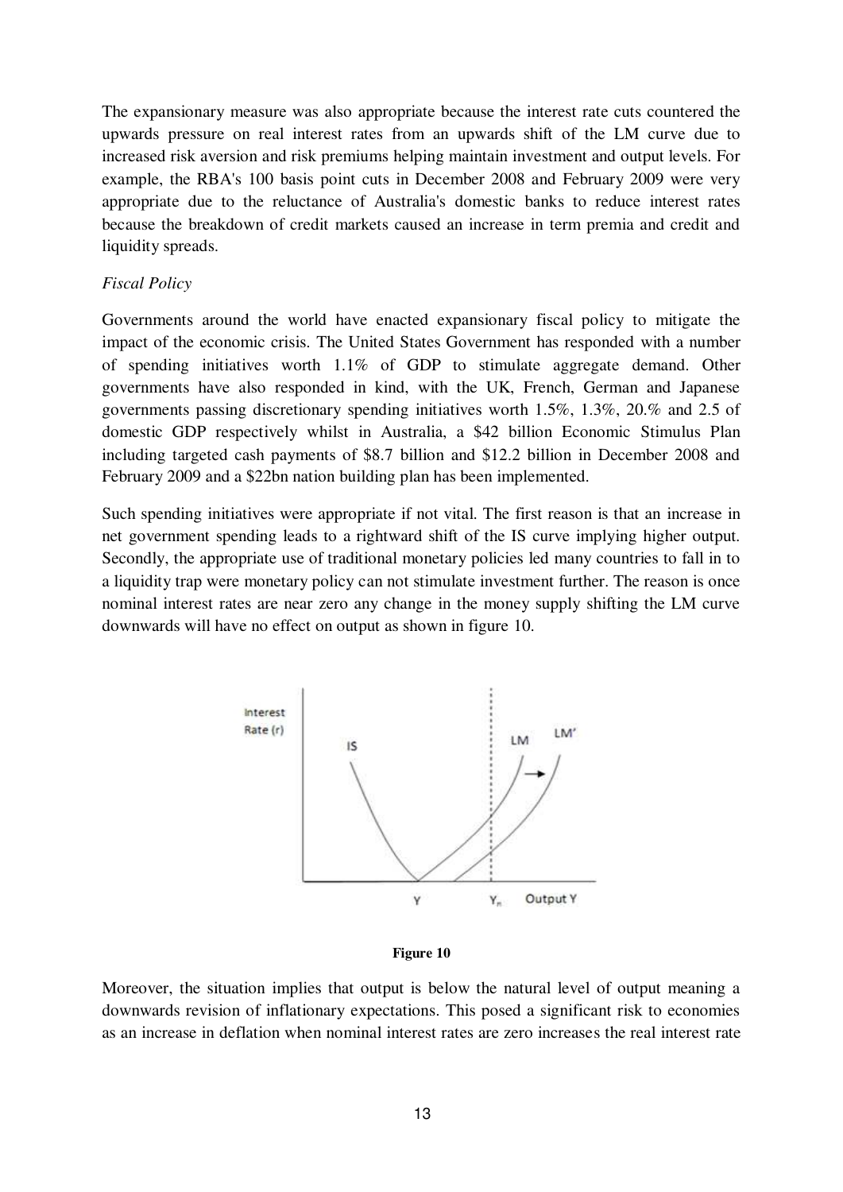The expansionary measure was also appropriate because the interest rate cuts countered the upwards pressure on real interest rates from an upwards shift of the LM curve due to increased risk aversion and risk premiums helping maintain investment and output levels. For example, the RBA's 100 basis point cuts in December 2008 and February 2009 were very appropriate due to the reluctance of Australia's domestic banks to reduce interest rates because the breakdown of credit markets caused an increase in term premia and credit and liquidity spreads.

*Fiscal Policy*

Governments around the world have enacted expansionary fiscal policy to mitigate the impact of the economic crisis. The United States Government has responded with a number of spending initiatives worth 1.1% of GDP to stimulate aggregate demand. Other governments have also responded in kind, with the UK, French, German and Japanese governments passing discretionary spending initiatives worth 1.5%, 1.3%, 20.% and 2.5 of domestic GDP respectively whilst in Australia, a $42 billion Economic Stimulus Plan including targeted cash payments of $8.7 billion and $12.2 billion in December 2008 and February 2009 and a $22bn nation building plan has been implemented.

Such spending initiatives were appropriate if not vital. The first reason is that an increase in net government spending leads to a rightward shift of the IS curve implying higher output. Secondly, the appropriate use of traditional monetary policies led many countries to fall in to a liquidity trap were monetary policy can not stimulate investment further. The reason is once nominal interest rates are near zero any change in the money supply shifting the LM curve downwards will have no effect on output as shown in figure 10.

**Figure 10**

Moreover, the situation implies that output is below the natural level of output meaning a downwards revision of inflationary expectations. This posed a significant risk to economies as an increase in deflation when nominal interest rates are zero increases the real interest rate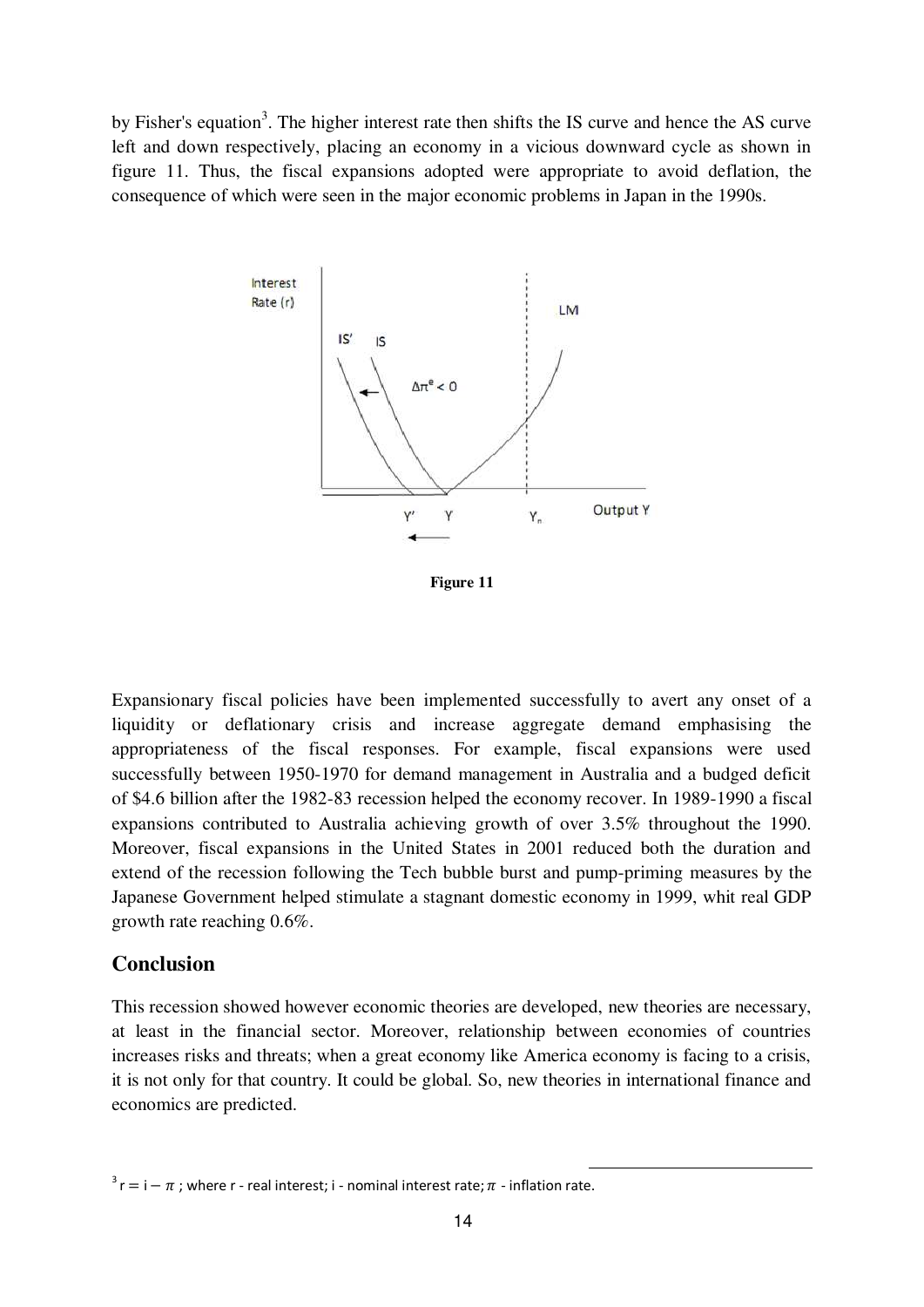by Fisher's equation[3]. The higher interest rate then shifts the IS curve and hence the AS curve left and down respectively, placing an economy in a vicious downward cycle as shown in figure 11. Thus, the fiscal expansions adopted were appropriate to avoid deflation, the consequence of which were seen in the major economic problems in Japan in the 1990s.

**Figure 11**

Expansionary fiscal policies have been implemented successfully to avert any onset of a liquidity or deflationary crisis and increase aggregate demand emphasising the appropriateness of the fiscal responses. For example, fiscal expansions were used successfully between 1950-1970 for demand management in Australia and a budged deficit of $4.6 billion after the 1982-83 recession helped the economy recover. In 1989-1990 a fiscal expansions contributed to Australia achieving growth of over 3.5% throughout the 1990. Moreover, fiscal expansions in the United States in 2001 reduced both the duration and extend of the recession following the Tech bubble burst and pump-priming measures by the Japanese Government helped stimulate a stagnant domestic economy in 1999, whit real GDP growth rate reaching 0.6%.

## Conclusion

This recession showed however economic theories are developed, new theories are necessary, at least in the financial sector. Moreover, relationship between economies of countries increases risks and threats; when a great economy like America economy is facing to a crisis, it is not only for that country. It could be global. So, new theories in international finance and economics are predicted.

---

[3] $r = i - \pi$ ; where r - real interest; i - nominal interest rate; $\pi$ - inflation rate.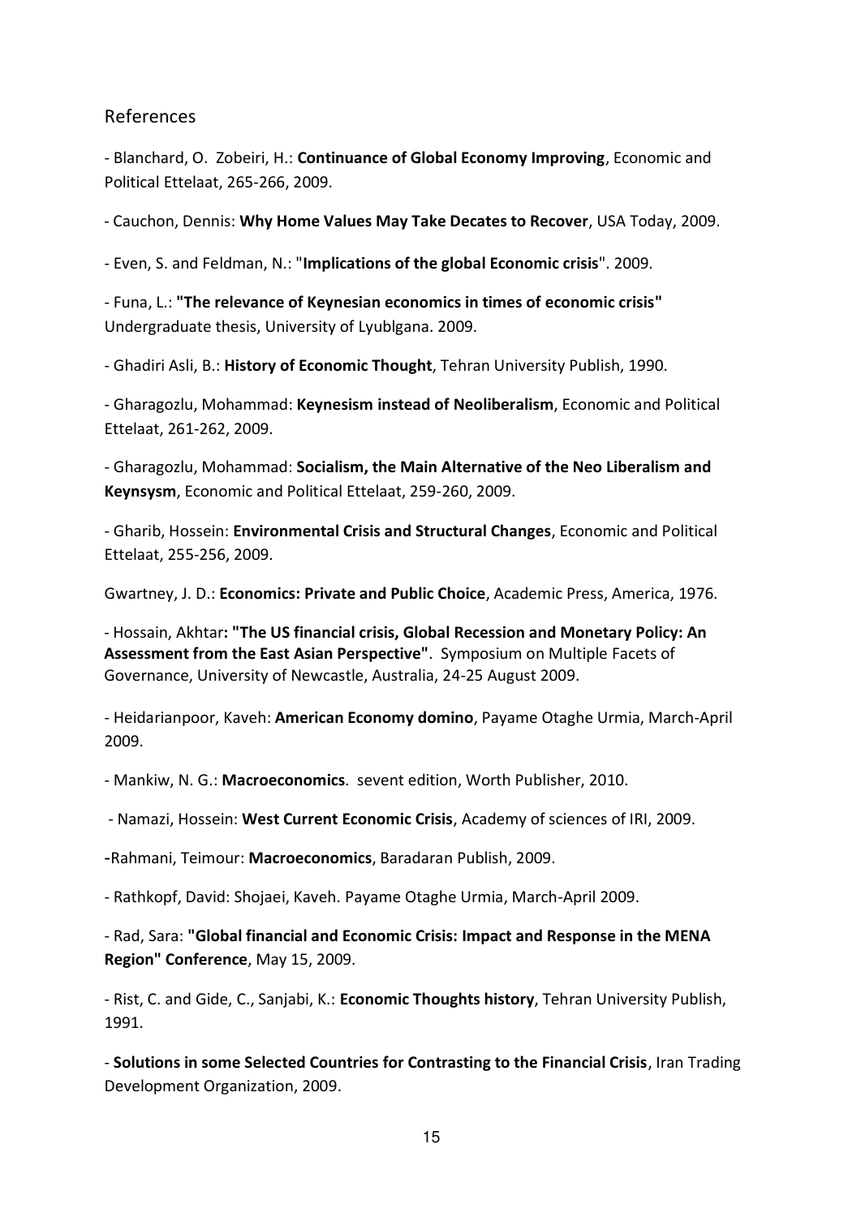## References

- Blanchard, O. Zobeiri, H.: **Continuance of Global Economy Improving**, Economic and Political Ettelaat, 265-266, 2009.

- Cauchon, Dennis: **Why Home Values May Take Decates to Recover**, USA Today, 2009.

- Even, S. and Feldman, N.: "**Implications of the global Economic crisis**". 2009.

- Funa, L.: **"The relevance of Keynesian economics in times of economic crisis"** Undergraduate thesis, University of Lyublgana. 2009.

- Ghadiri Asli, B.: **History of Economic Thought**, Tehran University Publish, 1990.

- Gharagozlu, Mohammad: **Keynesism instead of Neoliberalism**, Economic and Political Ettelaat, 261-262, 2009.

- Gharagozlu, Mohammad: **Socialism, the Main Alternative of the Neo Liberalism and Keynsysm**, Economic and Political Ettelaat, 259-260, 2009.

- Gharib, Hossein: **Environmental Crisis and Structural Changes**, Economic and Political Ettelaat, 255-256, 2009.

Gwartney, J. D.: **Economics: Private and Public Choice**, Academic Press, America, 1976.

- Hossain, Akhtar**: "The US financial crisis, Global Recession and Monetary Policy: An Assessment from the East Asian Perspective".** Symposium on Multiple Facets of Governance, University of Newcastle, Australia, 24-25 August 2009.

- Heidarianpoor, Kaveh: **American Economy domino**, Payame Otaghe Urmia, March-April 2009.

- Mankiw, N. G.: **Macroeconomics**. sevent edition, Worth Publisher, 2010.

- Namazi, Hossein: **West Current Economic Crisis**, Academy of sciences of IRI, 2009.

-Rahmani, Teimour: **Macroeconomics**, Baradaran Publish, 2009.

- Rathkopf, David: Shojaei, Kaveh. Payame Otaghe Urmia, March-April 2009.

- Rad, Sara: **"Global financial and Economic Crisis: Impact and Response in the MENA Region" Conference**, May 15, 2009.

- Rist, C. and Gide, C., Sanjabi, K.: **Economic Thoughts history**, Tehran University Publish, 1991.

- **Solutions in some Selected Countries for Contrasting to the Financial Crisis**, Iran Trading Development Organization, 2009.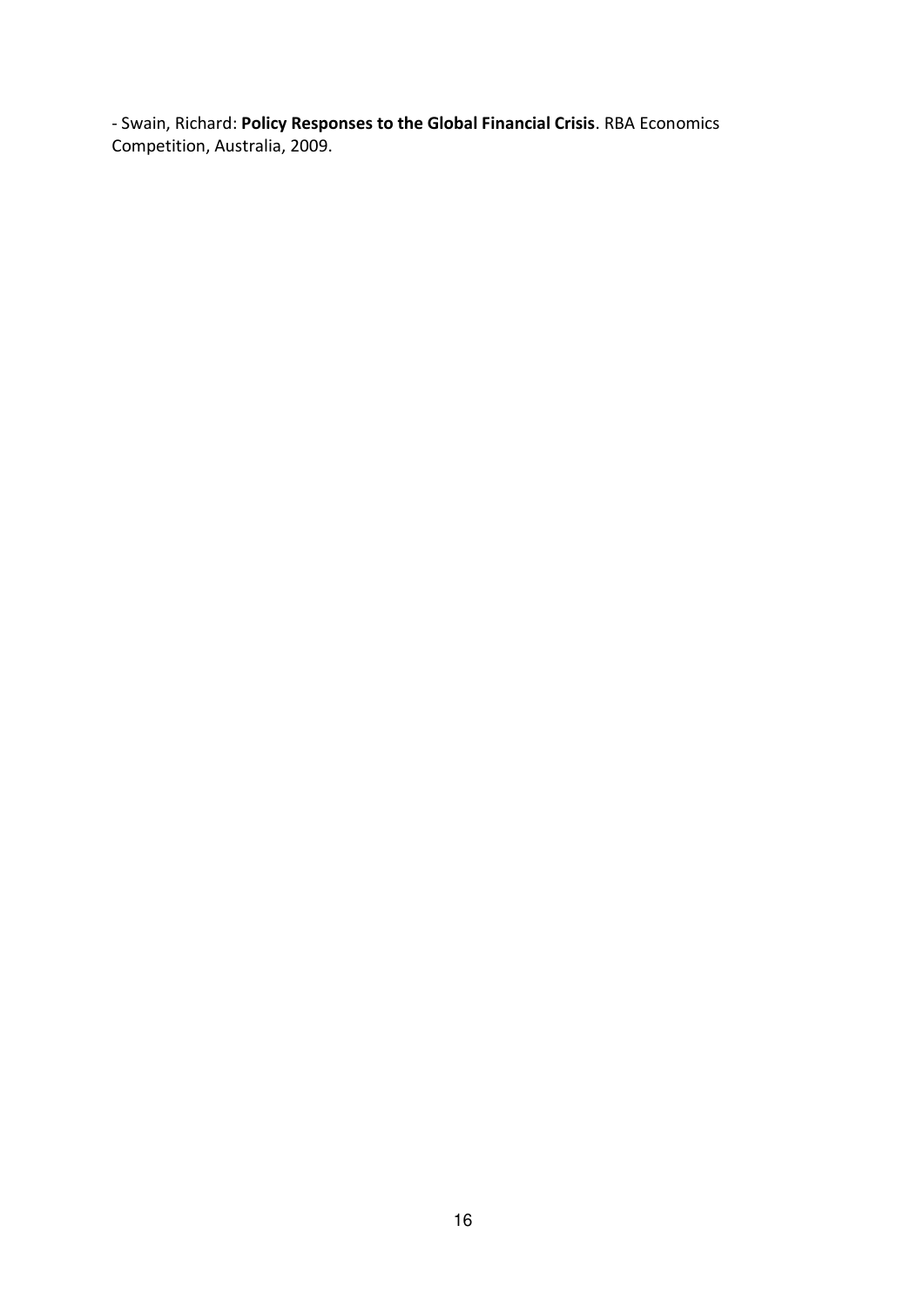- Swain, Richard: **Policy Responses to the Global Financial Crisis**. RBA Economics Competition, Australia, 2009.